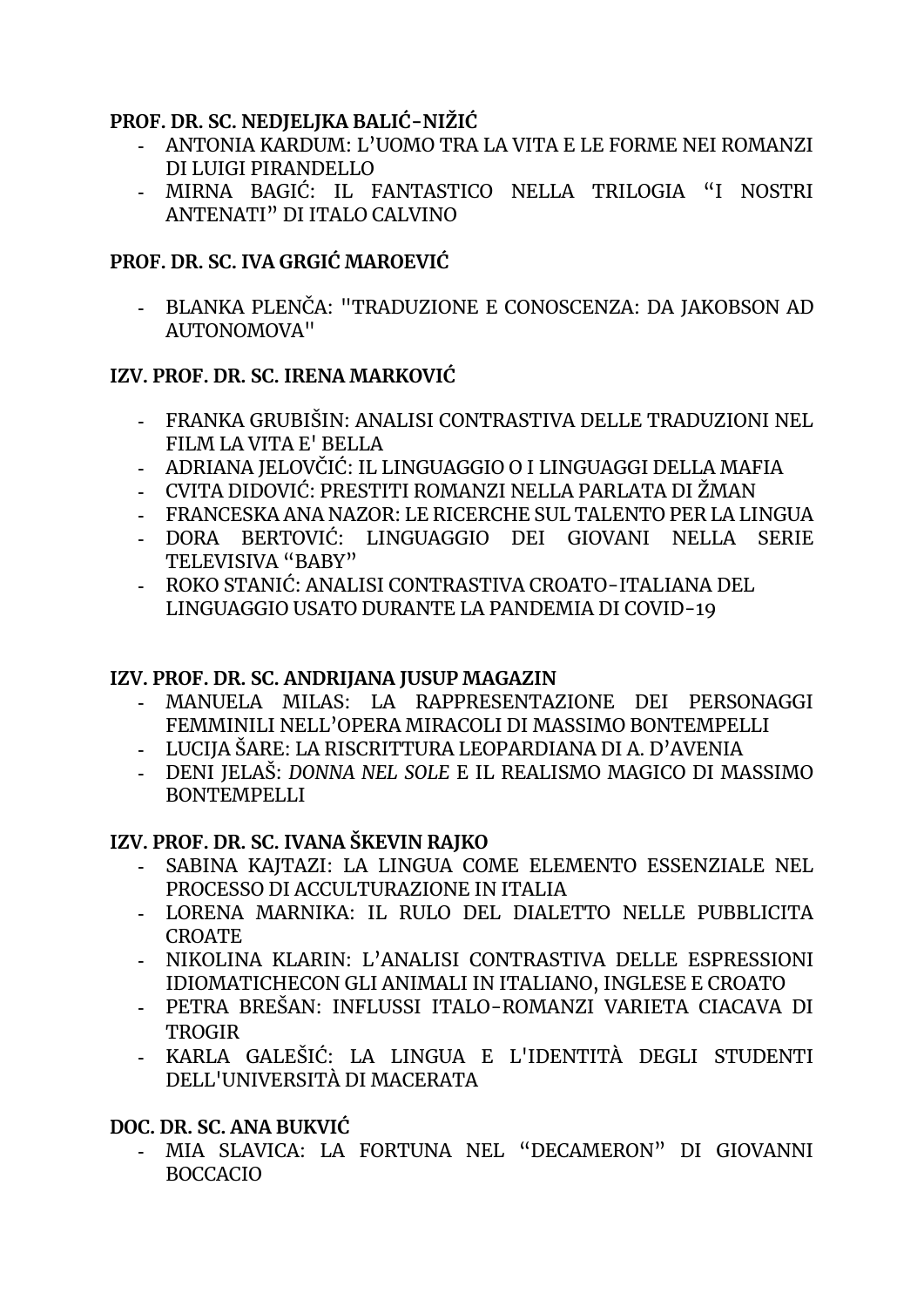**PROF. DR. SC. NEDJELJKA BALIĆ-NIŽIĆ**

- ANTONIA KARDUM: L'UOMO TRA LA VITA E LE FORME NEI ROMANZI DI LUIGI PIRANDELLO
- MIRNA BAGIĆ: IL FANTASTICO NELLA TRILOGIA "I NOSTRI ANTENATI" DI ITALO CALVINO

**PROF. DR. SC. IVA GRGIĆ MAROEVIĆ**

- BLANKA PLENČA: "TRADUZIONE E CONOSCENZA: DA JAKOBSON AD AUTONOMOVA"

**IZV. PROF. DR. SC. IRENA MARKOVIĆ**

- FRANKA GRUBIŠIN: ANALISI CONTRASTIVA DELLE TRADUZIONI NEL FILM LA VITA E' BELLA
- ADRIANA JELOVČIĆ: IL LINGUAGGIO O I LINGUAGGI DELLA MAFIA
- CVITA DIDOVIĆ: PRESTITI ROMANZI NELLA PARLATA DI ŽMAN
- FRANCESKA ANA NAZOR: LE RICERCHE SUL TALENTO PER LA LINGUA
- DORA BERTOVIĆ: LINGUAGGIO DEI GIOVANI NELLA SERIE TELEVISIVA "BABY"
- ROKO STANIĆ: ANALISI CONTRASTIVA CROATO-ITALIANA DEL LINGUAGGIO USATO DURANTE LA PANDEMIA DI COVID-19

**IZV. PROF. DR. SC. ANDRIJANA JUSUP MAGAZIN**

- MANUELA MILAS: LA RAPPRESENTAZIONE DEI PERSONAGGI FEMMINILI NELL'OPERA MIRACOLI DI MASSIMO BONTEMPELLI
- LUCIJA ŠARE: LA RISCRITTURA LEOPARDIANA DI A. D'AVENIA
- DENI JELAŠ: *DONNA NEL SOLE* E IL REALISMO MAGICO DI MASSIMO BONTEMPELLI

**IZV. PROF. DR. SC. IVANA ŠKEVIN RAJKO**

- SABINA KAJTAZI: LA LINGUA COME ELEMENTO ESSENZIALE NEL PROCESSO DI ACCULTURAZIONE IN ITALIA
- LORENA MARNIKA: IL RULO DEL DIALETTO NELLE PUBBLICITA CROATE
- NIKOLINA KLARIN: L'ANALISI CONTRASTIVA DELLE ESPRESSIONI IDIOMATICHECON GLI ANIMALI IN ITALIANO, INGLESE E CROATO
- PETRA BREŠAN: INFLUSSI ITALO-ROMANZI VARIETA CIACAVA DI TROGIR
- KARLA GALEŠIĆ: LA LINGUA E L'IDENTITÀ DEGLI STUDENTI DELL'UNIVERSITÀ DI MACERATA

**DOC. DR. SC. ANA BUKVIĆ**

- MIA SLAVICA: LA FORTUNA NEL "DECAMERON" DI GIOVANNI BOCCACIO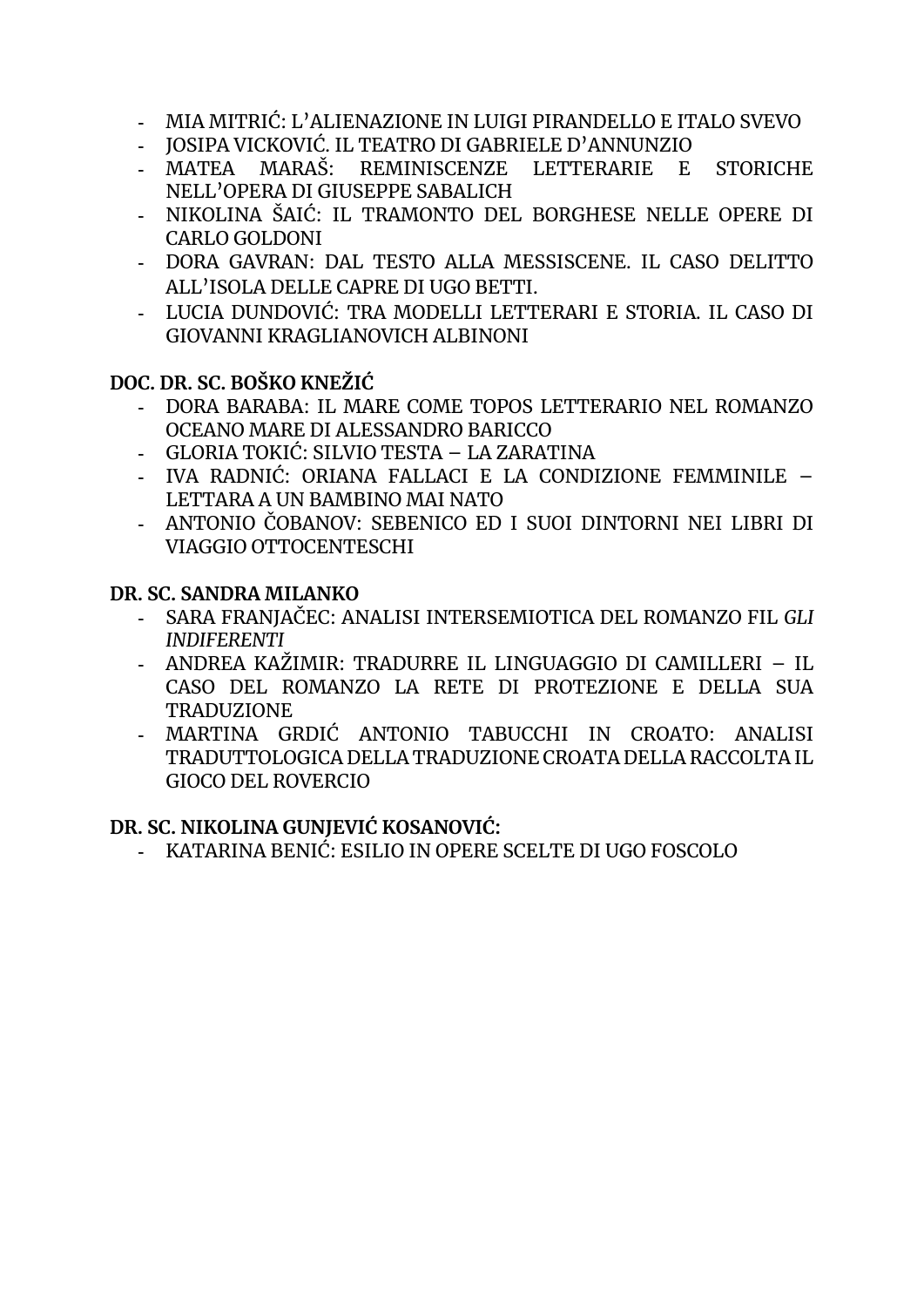- MIA MITRIĆ: L'ALIENAZIONE IN LUIGI PIRANDELLO E ITALO SVEVO
- JOSIPA VICKOVIĆ. IL TEATRO DI GABRIELE D'ANNUNZIO
- MATEA MARAŠ: REMINISCENZE LETTERARIE E STORICHE NELL'OPERA DI GIUSEPPE SABALICH
- NIKOLINA ŠAIĆ: IL TRAMONTO DEL BORGHESE NELLE OPERE DI CARLO GOLDONI
- DORA GAVRAN: DAL TESTO ALLA MESSISCENE. IL CASO DELITTO ALL'ISOLA DELLE CAPRE DI UGO BETTI.
- LUCIA DUNDOVIĆ: TRA MODELLI LETTERARI E STORIA. IL CASO DI GIOVANNI KRAGLIANOVICH ALBINONI

**DOC. DR. SC. BOŠKO KNEŽIĆ**

- DORA BARABA: IL MARE COME TOPOS LETTERARIO NEL ROMANZO OCEANO MARE DI ALESSANDRO BARICCO
- GLORIA TOKIĆ: SILVIO TESTA – LA ZARATINA
- IVA RADNIĆ: ORIANA FALLACI E LA CONDIZIONE FEMMINILE – LETTARA A UN BAMBINO MAI NATO
- ANTONIO ČOBANOV: SEBENICO ED I SUOI DINTORNI NEI LIBRI DI VIAGGIO OTTOCENTESCHI

**DR. SC. SANDRA MILANKO**

- SARA FRANJAČEC: ANALISI INTERSEMIOTICA DEL ROMANZO FIL *GLI INDIFERENTI*
- ANDREA KAŽIMIR: TRADURRE IL LINGUAGGIO DI CAMILLERI – IL CASO DEL ROMANZO LA RETE DI PROTEZIONE E DELLA SUA TRADUZIONE
- MARTINA GRDIĆ ANTONIO TABUCCHI IN CROATO: ANALISI TRADUTTOLOGICA DELLA TRADUZIONE CROATA DELLA RACCOLTA IL GIOCO DEL ROVERCIO

**DR. SC. NIKOLINA GUNJEVIĆ KOSANOVIĆ:**

- KATARINA BENIĆ: ESILIO IN OPERE SCELTE DI UGO FOSCOLO